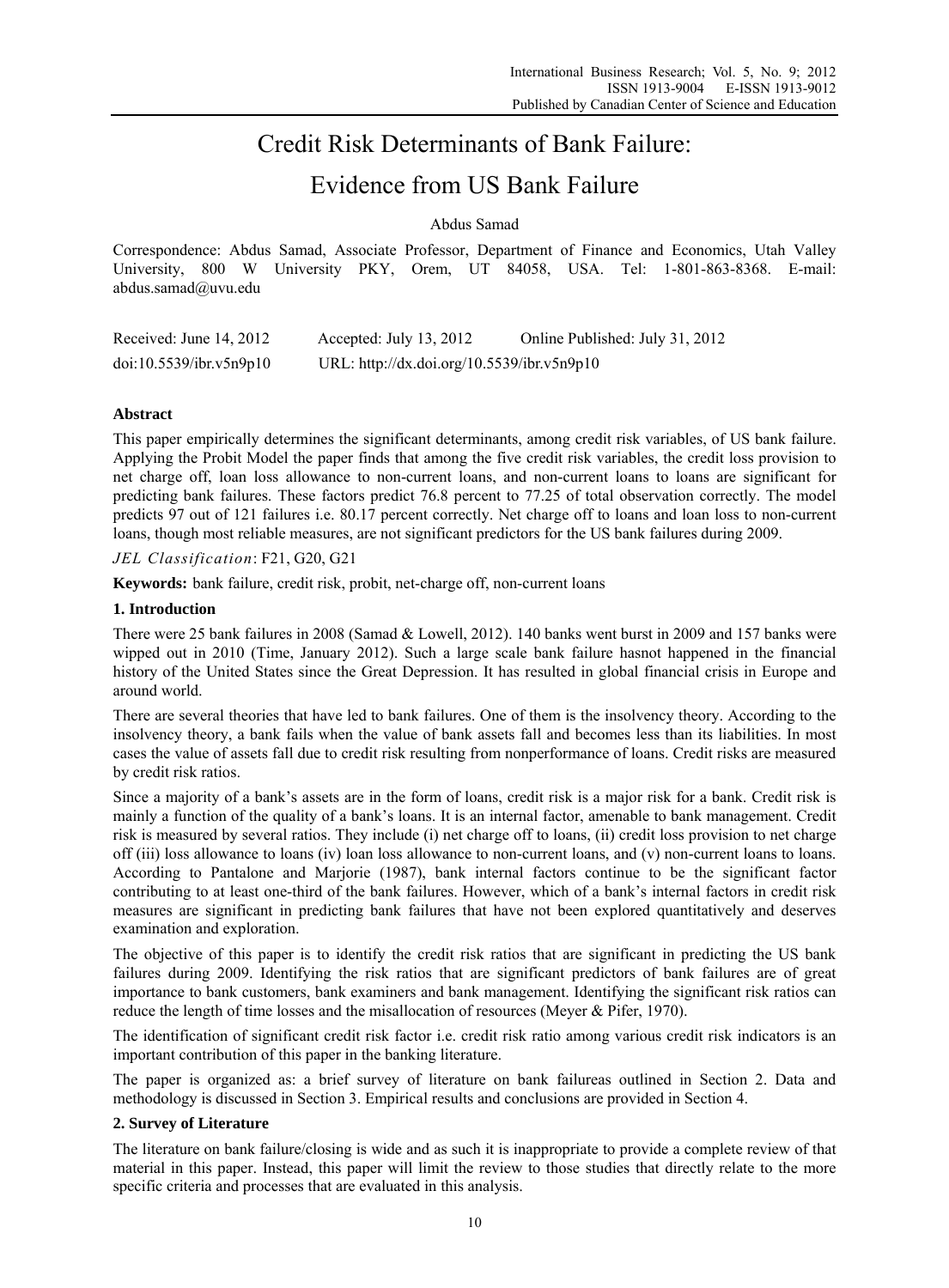# Credit Risk Determinants of Bank Failure: Evidence from US Bank Failure

Abdus Samad

Correspondence: Abdus Samad, Associate Professor, Department of Finance and Economics, Utah Valley University, 800 W University PKY, Orem, UT 84058, USA. Tel: 1-801-863-8368. E-mail: abdus.samad@uvu.edu

Received: June 14, 2012 Accepted: July 13, 2012 Online Published: July 31, 2012
doi:10.5539/ibr.v5n9p10 URL: http://dx.doi.org/10.5539/ibr.v5n9p10

## Abstract

This paper empirically determines the significant determinants, among credit risk variables, of US bank failure. Applying the Probit Model the paper finds that among the five credit risk variables, the credit loss provision to net charge off, loan loss allowance to non-current loans, and non-current loans to loans are significant for predicting bank failures. These factors predict 76.8 percent to 77.25 of total observation correctly. The model predicts 97 out of 121 failures i.e. 80.17 percent correctly. Net charge off to loans and loan loss to non-current loans, though most reliable measures, are not significant predictors for the US bank failures during 2009.

*JEL Classification*: F21, G20, G21

**Keywords:** bank failure, credit risk, probit, net-charge off, non-current loans

## 1. Introduction

There were 25 bank failures in 2008 (Samad & Lowell, 2012). 140 banks went burst in 2009 and 157 banks were wiped out in 2010 (Time, January 2012). Such a large scale bank failure hasnot happened in the financial history of the United States since the Great Depression. It has resulted in global financial crisis in Europe and around world.

There are several theories that have led to bank failures. One of them is the insolvency theory. According to the insolvency theory, a bank fails when the value of bank assets fall and becomes less than its liabilities. In most cases the value of assets fall due to credit risk resulting from nonperformance of loans. Credit risks are measured by credit risk ratios.

Since a majority of a bank's assets are in the form of loans, credit risk is a major risk for a bank. Credit risk is mainly a function of the quality of a bank's loans. It is an internal factor, amenable to bank management. Credit risk is measured by several ratios. They include (i) net charge off to loans, (ii) credit loss provision to net charge off (iii) loss allowance to loans (iv) loan loss allowance to non-current loans, and (v) non-current loans to loans. According to Pantalone and Marjorie (1987), bank internal factors continue to be the significant factor contributing to at least one-third of the bank failures. However, which of a bank's internal factors in credit risk measures are significant in predicting bank failures that have not been explored quantitatively and deserves examination and exploration.

The objective of this paper is to identify the credit risk ratios that are significant in predicting the US bank failures during 2009. Identifying the risk ratios that are significant predictors of bank failures are of great importance to bank customers, bank examiners and bank management. Identifying the significant risk ratios can reduce the length of time losses and the misallocation of resources (Meyer & Pifer, 1970).

The identification of significant credit risk factor i.e. credit risk ratio among various credit risk indicators is an important contribution of this paper in the banking literature.

The paper is organized as: a brief survey of literature on bank failureas outlined in Section 2. Data and methodology is discussed in Section 3. Empirical results and conclusions are provided in Section 4.

## 2. Survey of Literature

The literature on bank failure/closing is wide and as such it is inappropriate to provide a complete review of that material in this paper. Instead, this paper will limit the review to those studies that directly relate to the more specific criteria and processes that are evaluated in this analysis.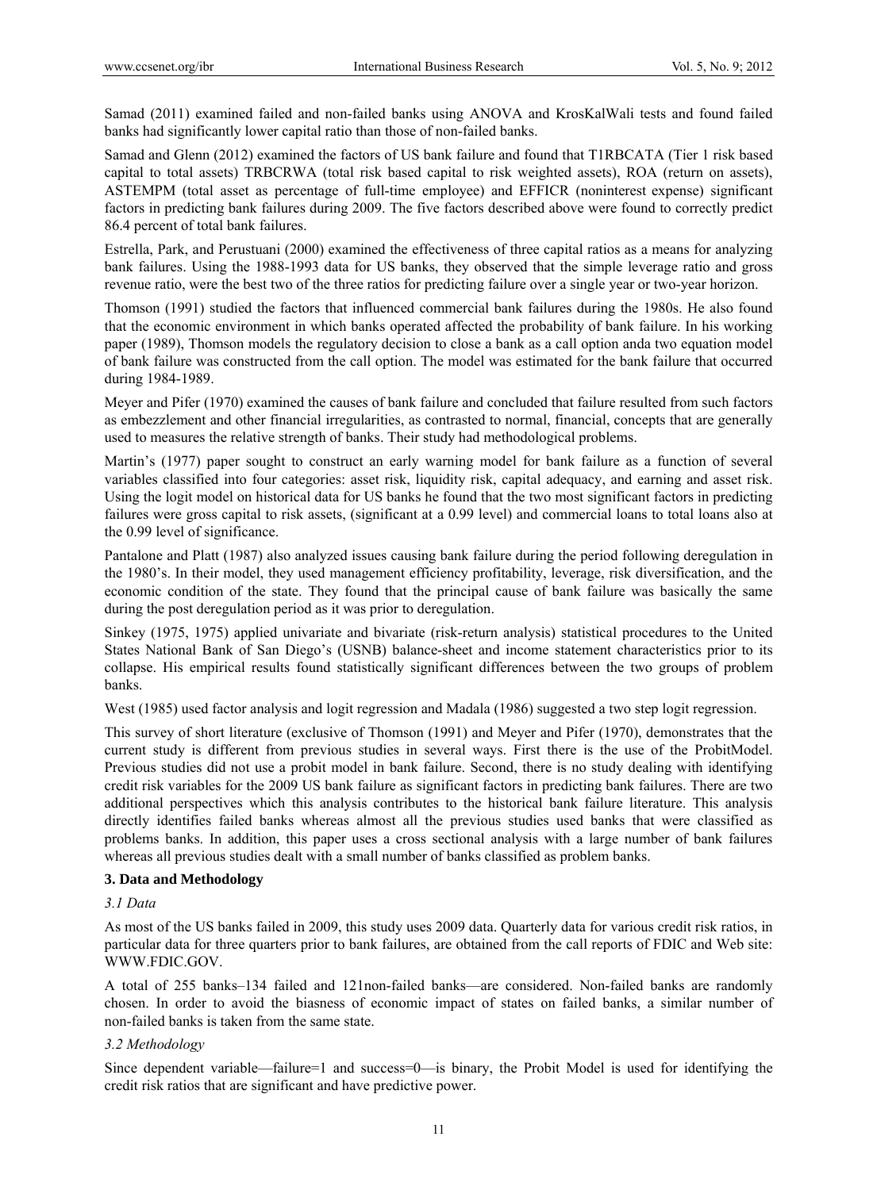Samad (2011) examined failed and non-failed banks using ANOVA and KrosKalWali tests and found failed banks had significantly lower capital ratio than those of non-failed banks.

Samad and Glenn (2012) examined the factors of US bank failure and found that T1RBCATA (Tier 1 risk based capital to total assets) TRBCRWA (total risk based capital to risk weighted assets), ROA (return on assets), ASTEMPM (total asset as percentage of full-time employee) and EFFICR (noninterest expense) significant factors in predicting bank failures during 2009. The five factors described above were found to correctly predict 86.4 percent of total bank failures.

Estrella, Park, and Perustuani (2000) examined the effectiveness of three capital ratios as a means for analyzing bank failures. Using the 1988-1993 data for US banks, they observed that the simple leverage ratio and gross revenue ratio, were the best two of the three ratios for predicting failure over a single year or two-year horizon.

Thomson (1991) studied the factors that influenced commercial bank failures during the 1980s. He also found that the economic environment in which banks operated affected the probability of bank failure. In his working paper (1989), Thomson models the regulatory decision to close a bank as a call option anda two equation model of bank failure was constructed from the call option. The model was estimated for the bank failure that occurred during 1984-1989.

Meyer and Pifer (1970) examined the causes of bank failure and concluded that failure resulted from such factors as embezzlement and other financial irregularities, as contrasted to normal, financial, concepts that are generally used to measures the relative strength of banks. Their study had methodological problems.

Martin's (1977) paper sought to construct an early warning model for bank failure as a function of several variables classified into four categories: asset risk, liquidity risk, capital adequacy, and earning and asset risk. Using the logit model on historical data for US banks he found that the two most significant factors in predicting failures were gross capital to risk assets, (significant at a 0.99 level) and commercial loans to total loans also at the 0.99 level of significance.

Pantalone and Platt (1987) also analyzed issues causing bank failure during the period following deregulation in the 1980's. In their model, they used management efficiency profitability, leverage, risk diversification, and the economic condition of the state. They found that the principal cause of bank failure was basically the same during the post deregulation period as it was prior to deregulation.

Sinkey (1975, 1975) applied univariate and bivariate (risk-return analysis) statistical procedures to the United States National Bank of San Diego's (USNB) balance-sheet and income statement characteristics prior to its collapse. His empirical results found statistically significant differences between the two groups of problem banks.

West (1985) used factor analysis and logit regression and Madala (1986) suggested a two step logit regression.

This survey of short literature (exclusive of Thomson (1991) and Meyer and Pifer (1970), demonstrates that the current study is different from previous studies in several ways. First there is the use of the ProbitModel. Previous studies did not use a probit model in bank failure. Second, there is no study dealing with identifying credit risk variables for the 2009 US bank failure as significant factors in predicting bank failures. There are two additional perspectives which this analysis contributes to the historical bank failure literature. This analysis directly identifies failed banks whereas almost all the previous studies used banks that were classified as problems banks. In addition, this paper uses a cross sectional analysis with a large number of bank failures whereas all previous studies dealt with a small number of banks classified as problem banks.

## 3. Data and Methodology

### *3.1 Data*

As most of the US banks failed in 2009, this study uses 2009 data. Quarterly data for various credit risk ratios, in particular data for three quarters prior to bank failures, are obtained from the call reports of FDIC and Web site: WWW.FDIC.GOV.

A total of 255 banks–134 failed and 121non-failed banks—are considered. Non-failed banks are randomly chosen. In order to avoid the biasness of economic impact of states on failed banks, a similar number of non-failed banks is taken from the same state.

### *3.2 Methodology*

Since dependent variable—failure=1 and success=0—is binary, the Probit Model is used for identifying the credit risk ratios that are significant and have predictive power.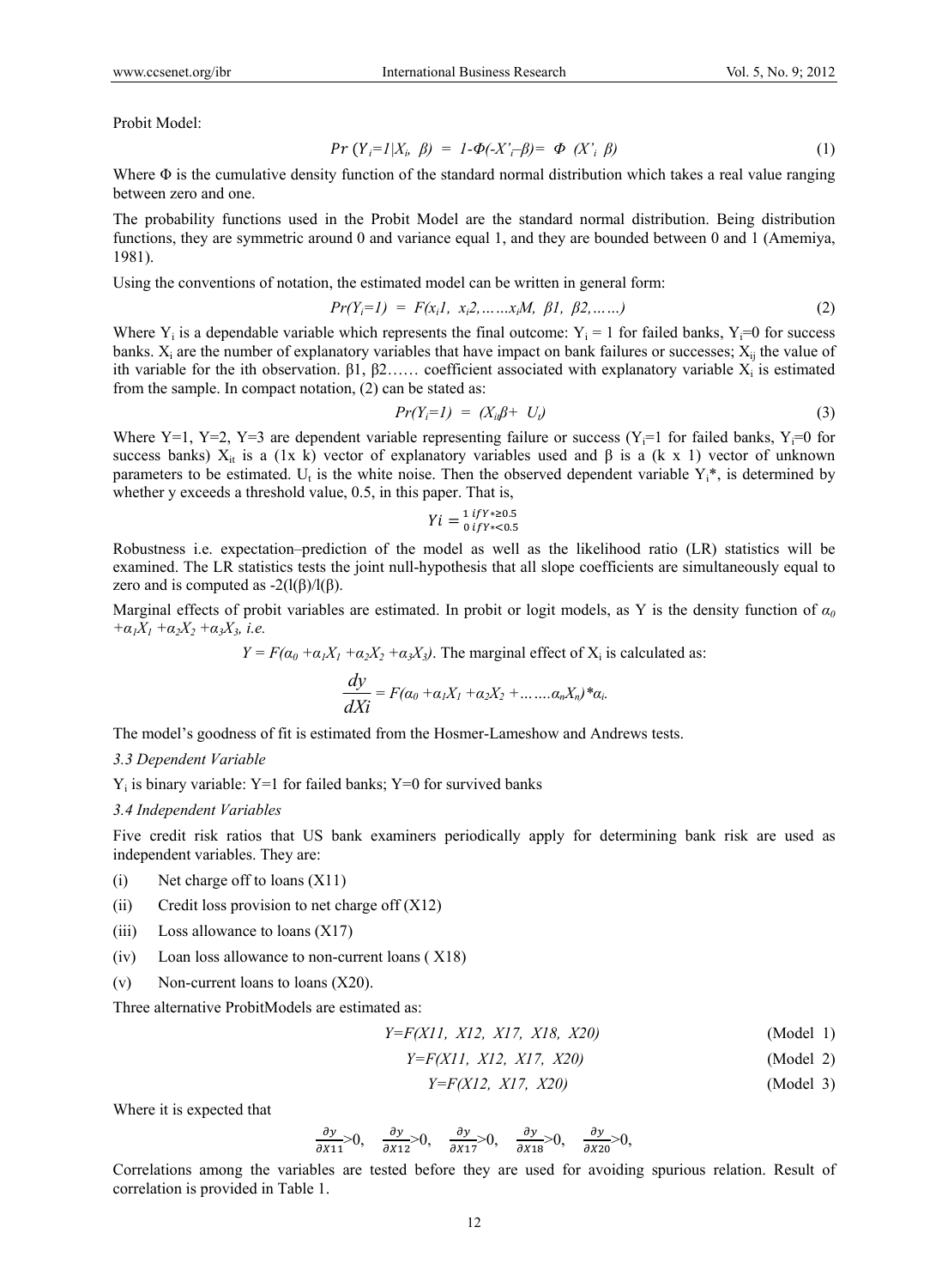Probit Model:

$$Pr\ (Y_i=1|X_i,\ \beta)\ =\ 1\text{-}\Phi(\text{-}X'_i\text{–}\beta)=\ \Phi\ (X'_i\ \beta) \tag{1}$$

Where Φ is the cumulative density function of the standard normal distribution which takes a real value ranging between zero and one.

The probability functions used in the Probit Model are the standard normal distribution. Being distribution functions, they are symmetric around 0 and variance equal 1, and they are bounded between 0 and 1 (Amemiya, 1981).

Using the conventions of notation, the estimated model can be written in general form:

$$Pr(Y_i=1)\ =\ F(x_i1,\ x_i2,\ldots\ldots x_iM,\ \beta 1,\ \beta 2,\ldots\ldots) \tag{2}$$

Where $Y_i$ is a dependable variable which represents the final outcome: $Y_i = 1$ for failed banks, $Y_i=0$ for success banks. $X_i$ are the number of explanatory variables that have impact on bank failures or successes; $X_{ij}$ the value of ith variable for the ith observation. β1, β2…… coefficient associated with explanatory variable $X_i$ is estimated from the sample. In compact notation, (2) can be stated as:

$$Pr(Y_i=1)\ =\ (X_{it}\beta+\ U_t) \tag{3}$$

Where Y=1, Y=2, Y=3 are dependent variable representing failure or success ($Y_i$=1 for failed banks, $Y_i$=0 for success banks) $X_{it}$ is a (1x k) vector of explanatory variables used and β is a (k x 1) vector of unknown parameters to be estimated. $U_t$ is the white noise. Then the observed dependent variable $Y_i$*, is determined by whether y exceeds a threshold value, 0.5, in this paper. That is,

$$Yi = {}^{1\ if Y*\geq 0.5}_{0\ if Y*<0.5}$$

Robustness i.e. expectation–prediction of the model as well as the likelihood ratio (LR) statistics will be examined. The LR statistics tests the joint null-hypothesis that all slope coefficients are simultaneously equal to zero and is computed as -2(l(β)/l(β).

Marginal effects of probit variables are estimated. In probit or logit models, as Y is the density function of $\alpha_0 + \alpha_1 X_1 + \alpha_2 X_2 + \alpha_3 X_3$, *i.e.*

$Y = F(\alpha_0 + \alpha_1 X_1 + \alpha_2 X_2 + \alpha_3 X_3)$. The marginal effect of $X_i$ is calculated as:

$$\frac{dy}{dXi} = F(\alpha_0 + \alpha_1 X_1 + \alpha_2 X_2 + \ldots\ldots \alpha_n X_n)*\alpha_i.$$

The model's goodness of fit is estimated from the Hosmer-Lameshow and Andrews tests.

### *3.3 Dependent Variable*

$Y_i$ is binary variable: Y=1 for failed banks; Y=0 for survived banks

### *3.4 Independent Variables*

Five credit risk ratios that US bank examiners periodically apply for determining bank risk are used as independent variables. They are:

(i) Net charge off to loans (X11)

(ii) Credit loss provision to net charge off (X12)

(iii) Loss allowance to loans (X17)

(iv) Loan loss allowance to non-current loans ( X18)

(v) Non-current loans to loans (X20).

Three alternative ProbitModels are estimated as:

$$Y=F(X11,\ X12,\ X17,\ X18,\ X20) \qquad \text{(Model 1)}$$

$$Y=F(X11,\ X12,\ X17,\ X20) \qquad \text{(Model 2)}$$

$$Y=F(X12,\ X17,\ X20) \qquad \text{(Model 3)}$$

Where it is expected that

$$\frac{\partial y}{\partial X11}>0,\quad \frac{\partial y}{\partial X12}>0,\quad \frac{\partial y}{\partial X17}>0,\quad \frac{\partial y}{\partial X18}>0,\quad \frac{\partial y}{\partial X20}>0,$$

Correlations among the variables are tested before they are used for avoiding spurious relation. Result of correlation is provided in Table 1.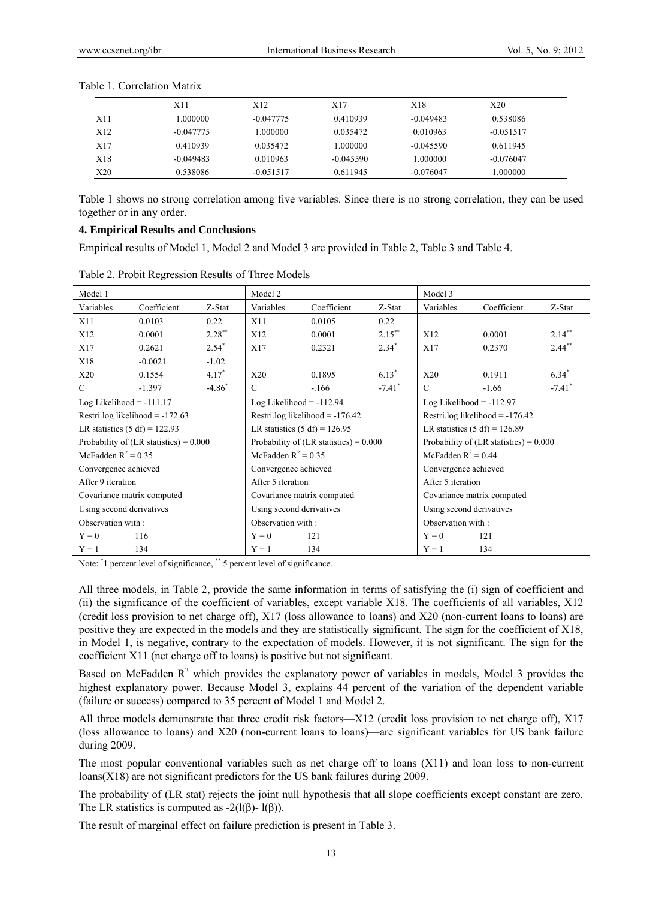Table 1. Correlation Matrix

| | X11 | X12 | X17 | X18 | X20 |
|---|---|---|---|---|---|
| X11 | 1.000000 | -0.047775 | 0.410939 | -0.049483 | 0.538086 |
| X12 | -0.047775 | 1.000000 | 0.035472 | 0.010963 | -0.051517 |
| X17 | 0.410939 | 0.035472 | 1.000000 | -0.045590 | 0.611945 |
| X18 | -0.049483 | 0.010963 | -0.045590 | 1.000000 | -0.076047 |
| X20 | 0.538086 | -0.051517 | 0.611945 | -0.076047 | 1.000000 |

Table 1 shows no strong correlation among five variables. Since there is no strong correlation, they can be used together or in any order.

## 4. Empirical Results and Conclusions

Empirical results of Model 1, Model 2 and Model 3 are provided in Table 2, Table 3 and Table 4.

Table 2. Probit Regression Results of Three Models

| Model 1 | | | Model 2 | | | Model 3 | | |
|---|---|---|---|---|---|---|---|---|
| Variables | Coefficient | Z-Stat | Variables | Coefficient | Z-Stat | Variables | Coefficient | Z-Stat |
| X11 | 0.0103 | 0.22 | X11 | 0.0105 | 0.22 | | | |
| X12 | 0.0001 | 2.28** | X12 | 0.0001 | 2.15** | X12 | 0.0001 | 2.14** |
| X17 | 0.2621 | 2.54* | X17 | 0.2321 | 2.34* | X17 | 0.2370 | 2.44** |
| X18 | -0.0021 | -1.02 | | | | | | |
| X20 | 0.1554 | 4.17* | X20 | 0.1895 | 6.13* | X20 | 0.1911 | 6.34* |
| C | -1.397 | -4.86* | C | -.166 | -7.41* | C | -1.66 | -7.41* |
| Log Likelihood = -111.17 | | | Log Likelihood = -112.94 | | | Log Likelihood = -112.97 | | |
| Restri.log likelihood = -172.63 | | | Restri.log likelihood = -176.42 | | | Restri.log likelihood = -176.42 | | |
| LR statistics (5 df) = 122.93 | | | LR statistics (5 df) = 126.95 | | | LR statistics (5 df) = 126.89 | | |
| Probability of (LR statistics) = 0.000 | | | Probability of (LR statistics) = 0.000 | | | Probability of (LR statistics) = 0.000 | | |
| McFadden $R^2$ = 0.35 | | | McFadden $R^2$ = 0.35 | | | McFadden $R^2$ = 0.44 | | |
| Convergence achieved | | | Convergence achieved | | | Convergence achieved | | |
| After 9 iteration | | | After 5 iteration | | | After 5 iteration | | |
| Covariance matrix computed | | | Covariance matrix computed | | | Covariance matrix computed | | |
| Using second derivatives | | | Using second derivatives | | | Using second derivatives | | |
| Observation with : | | | Observation with : | | | Observation with : | | |
| Y = 0 | 116 | | Y = 0 | 121 | | Y = 0 | 121 | |
| Y = 1 | 134 | | Y = 1 | 134 | | Y = 1 | 134 | |

Note: * 1 percent level of significance, ** 5 percent level of significance.

All three models, in Table 2, provide the same information in terms of satisfying the (i) sign of coefficient and (ii) the significance of the coefficient of variables, except variable X18. The coefficients of all variables, X12 (credit loss provision to net charge off), X17 (loss allowance to loans) and X20 (non-current loans to loans) are positive they are expected in the models and they are statistically significant. The sign for the coefficient of X18, in Model 1, is negative, contrary to the expectation of models. However, it is not significant. The sign for the coefficient X11 (net charge off to loans) is positive but not significant.

Based on McFadden $R^2$ which provides the explanatory power of variables in models, Model 3 provides the highest explanatory power. Because Model 3, explains 44 percent of the variation of the dependent variable (failure or success) compared to 35 percent of Model 1 and Model 2.

All three models demonstrate that three credit risk factors—X12 (credit loss provision to net charge off), X17 (loss allowance to loans) and X20 (non-current loans to loans)—are significant variables for US bank failure during 2009.

The most popular conventional variables such as net charge off to loans (X11) and loan loss to non-current loans(X18) are not significant predictors for the US bank failures during 2009.

The probability of (LR stat) rejects the joint null hypothesis that all slope coefficients except constant are zero. The LR statistics is computed as $-2(l(\beta)- l(\beta))$.

The result of marginal effect on failure prediction is present in Table 3.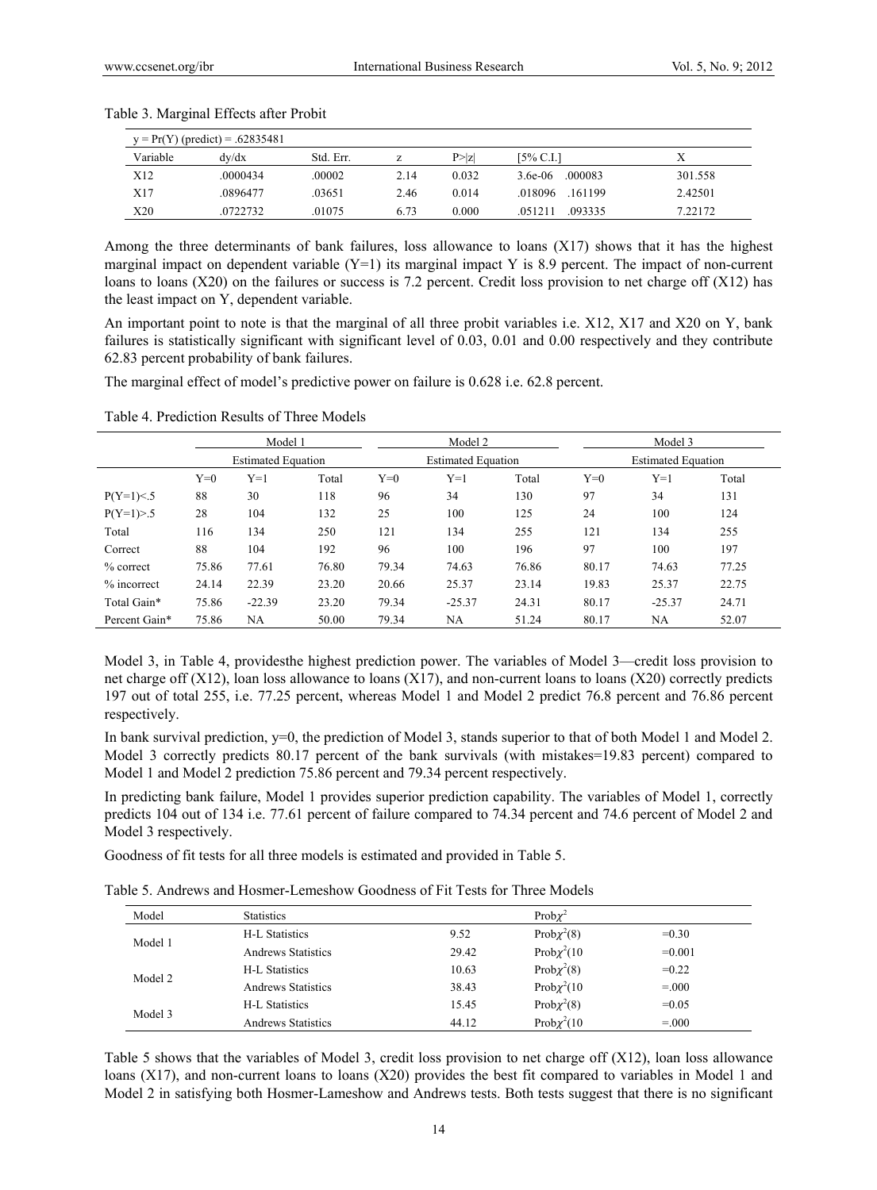Table 3. Marginal Effects after Probit

| $y = Pr(Y)$ (predict) = .62835481 | | | | | | | |
|---|---|---|---|---|---|---|---|
| Variable | dy/dx | Std. Err. | z | P>\|z\| | [5% C.I.] | | X |
| X12 | .0000434 | .00002 | 2.14 | 0.032 | 3.6e-06 | .000083 | 301.558 |
| X17 | .0896477 | .03651 | 2.46 | 0.014 | .018096 | .161199 | 2.42501 |
| X20 | .0722732 | .01075 | 6.73 | 0.000 | .051211 | .093335 | 7.22172 |

Among the three determinants of bank failures, loss allowance to loans (X17) shows that it has the highest marginal impact on dependent variable (Y=1) its marginal impact Y is 8.9 percent. The impact of non-current loans to loans (X20) on the failures or success is 7.2 percent. Credit loss provision to net charge off (X12) has the least impact on Y, dependent variable.

An important point to note is that the marginal of all three probit variables i.e. X12, X17 and X20 on Y, bank failures is statistically significant with significant level of 0.03, 0.01 and 0.00 respectively and they contribute 62.83 percent probability of bank failures.

The marginal effect of model's predictive power on failure is 0.628 i.e. 62.8 percent.

Table 4. Prediction Results of Three Models

| | Model 1 | | | Model 2 | | | Model 3 | | |
|---|---|---|---|---|---|---|---|---|---|
| | Estimated Equation | | | Estimated Equation | | | Estimated Equation | | |
| | Y=0 | Y=1 | Total | Y=0 | Y=1 | Total | Y=0 | Y=1 | Total |
| P(Y=1)<.5 | 88 | 30 | 118 | 96 | 34 | 130 | 97 | 34 | 131 |
| P(Y=1)>.5 | 28 | 104 | 132 | 25 | 100 | 125 | 24 | 100 | 124 |
| Total | 116 | 134 | 250 | 121 | 134 | 255 | 121 | 134 | 255 |
| Correct | 88 | 104 | 192 | 96 | 100 | 196 | 97 | 100 | 197 |
| % correct | 75.86 | 77.61 | 76.80 | 79.34 | 74.63 | 76.86 | 80.17 | 74.63 | 77.25 |
| % incorrect | 24.14 | 22.39 | 23.20 | 20.66 | 25.37 | 23.14 | 19.83 | 25.37 | 22.75 |
| Total Gain* | 75.86 | -22.39 | 23.20 | 79.34 | -25.37 | 24.31 | 80.17 | -25.37 | 24.71 |
| Percent Gain* | 75.86 | NA | 50.00 | 79.34 | NA | 51.24 | 80.17 | NA | 52.07 |

Model 3, in Table 4, providesthe highest prediction power. The variables of Model 3—credit loss provision to net charge off (X12), loan loss allowance to loans (X17), and non-current loans to loans (X20) correctly predicts 197 out of total 255, i.e. 77.25 percent, whereas Model 1 and Model 2 predict 76.8 percent and 76.86 percent respectively.

In bank survival prediction, y=0, the prediction of Model 3, stands superior to that of both Model 1 and Model 2. Model 3 correctly predicts 80.17 percent of the bank survivals (with mistakes=19.83 percent) compared to Model 1 and Model 2 prediction 75.86 percent and 79.34 percent respectively.

In predicting bank failure, Model 1 provides superior prediction capability. The variables of Model 1, correctly predicts 104 out of 134 i.e. 77.61 percent of failure compared to 74.34 percent and 74.6 percent of Model 2 and Model 3 respectively.

Goodness of fit tests for all three models is estimated and provided in Table 5.

Table 5. Andrews and Hosmer-Lemeshow Goodness of Fit Tests for Three Models

| Model | Statistics | | Prob$\chi^2$ | |
|---|---|---|---|---|
| Model 1 | H-L Statistics | 9.52 | Prob$\chi^2$(8) | =0.30 |
| | Andrews Statistics | 29.42 | Prob$\chi^2$(10 | =0.001 |
| Model 2 | H-L Statistics | 10.63 | Prob$\chi^2$(8) | =0.22 |
| | Andrews Statistics | 38.43 | Prob$\chi^2$(10 | =.000 |
| Model 3 | H-L Statistics | 15.45 | Prob$\chi^2$(8) | =0.05 |
| | Andrews Statistics | 44.12 | Prob$\chi^2$(10 | =.000 |

Table 5 shows that the variables of Model 3, credit loss provision to net charge off (X12), loan loss allowance loans (X17), and non-current loans to loans (X20) provides the best fit compared to variables in Model 1 and Model 2 in satisfying both Hosmer-Lameshow and Andrews tests. Both tests suggest that there is no significant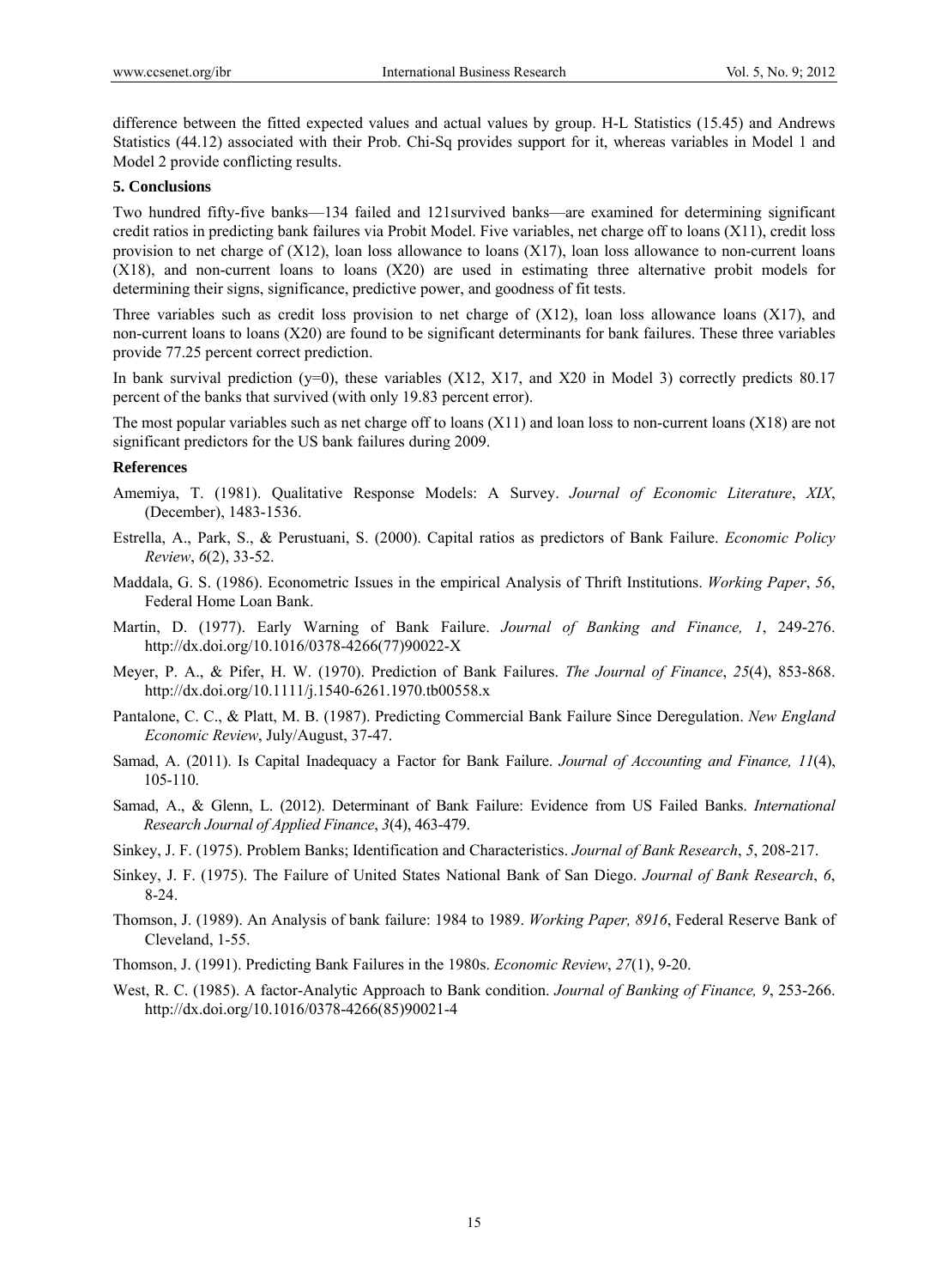difference between the fitted expected values and actual values by group. H-L Statistics (15.45) and Andrews Statistics (44.12) associated with their Prob. Chi-Sq provides support for it, whereas variables in Model 1 and Model 2 provide conflicting results.

## 5. Conclusions

Two hundred fifty-five banks—134 failed and 121survived banks—are examined for determining significant credit ratios in predicting bank failures via Probit Model. Five variables, net charge off to loans (X11), credit loss provision to net charge of (X12), loan loss allowance to loans (X17), loan loss allowance to non-current loans (X18), and non-current loans to loans (X20) are used in estimating three alternative probit models for determining their signs, significance, predictive power, and goodness of fit tests.

Three variables such as credit loss provision to net charge of (X12), loan loss allowance loans (X17), and non-current loans to loans (X20) are found to be significant determinants for bank failures. These three variables provide 77.25 percent correct prediction.

In bank survival prediction (y=0), these variables (X12, X17, and X20 in Model 3) correctly predicts 80.17 percent of the banks that survived (with only 19.83 percent error).

The most popular variables such as net charge off to loans (X11) and loan loss to non-current loans (X18) are not significant predictors for the US bank failures during 2009.

## References

Amemiya, T. (1981). Qualitative Response Models: A Survey. *Journal of Economic Literature*, *XIX*, (December), 1483-1536.

Estrella, A., Park, S., & Perustuani, S. (2000). Capital ratios as predictors of Bank Failure. *Economic Policy Review*, *6*(2), 33-52.

Maddala, G. S. (1986). Econometric Issues in the empirical Analysis of Thrift Institutions. *Working Paper*, *56*, Federal Home Loan Bank.

Martin, D. (1977). Early Warning of Bank Failure. *Journal of Banking and Finance, 1*, 249-276. http://dx.doi.org/10.1016/0378-4266(77)90022-X

Meyer, P. A., & Pifer, H. W. (1970). Prediction of Bank Failures. *The Journal of Finance*, *25*(4), 853-868. http://dx.doi.org/10.1111/j.1540-6261.1970.tb00558.x

Pantalone, C. C., & Platt, M. B. (1987). Predicting Commercial Bank Failure Since Deregulation. *New England Economic Review*, July/August, 37-47.

Samad, A. (2011). Is Capital Inadequacy a Factor for Bank Failure. *Journal of Accounting and Finance, 11*(4), 105-110.

Samad, A., & Glenn, L. (2012). Determinant of Bank Failure: Evidence from US Failed Banks. *International Research Journal of Applied Finance*, *3*(4), 463-479.

Sinkey, J. F. (1975). Problem Banks; Identification and Characteristics. *Journal of Bank Research*, *5*, 208-217.

Sinkey, J. F. (1975). The Failure of United States National Bank of San Diego. *Journal of Bank Research*, *6*, 8-24.

Thomson, J. (1989). An Analysis of bank failure: 1984 to 1989. *Working Paper, 8916*, Federal Reserve Bank of Cleveland, 1-55.

Thomson, J. (1991). Predicting Bank Failures in the 1980s. *Economic Review*, *27*(1), 9-20.

West, R. C. (1985). A factor-Analytic Approach to Bank condition. *Journal of Banking of Finance, 9*, 253-266. http://dx.doi.org/10.1016/0378-4266(85)90021-4